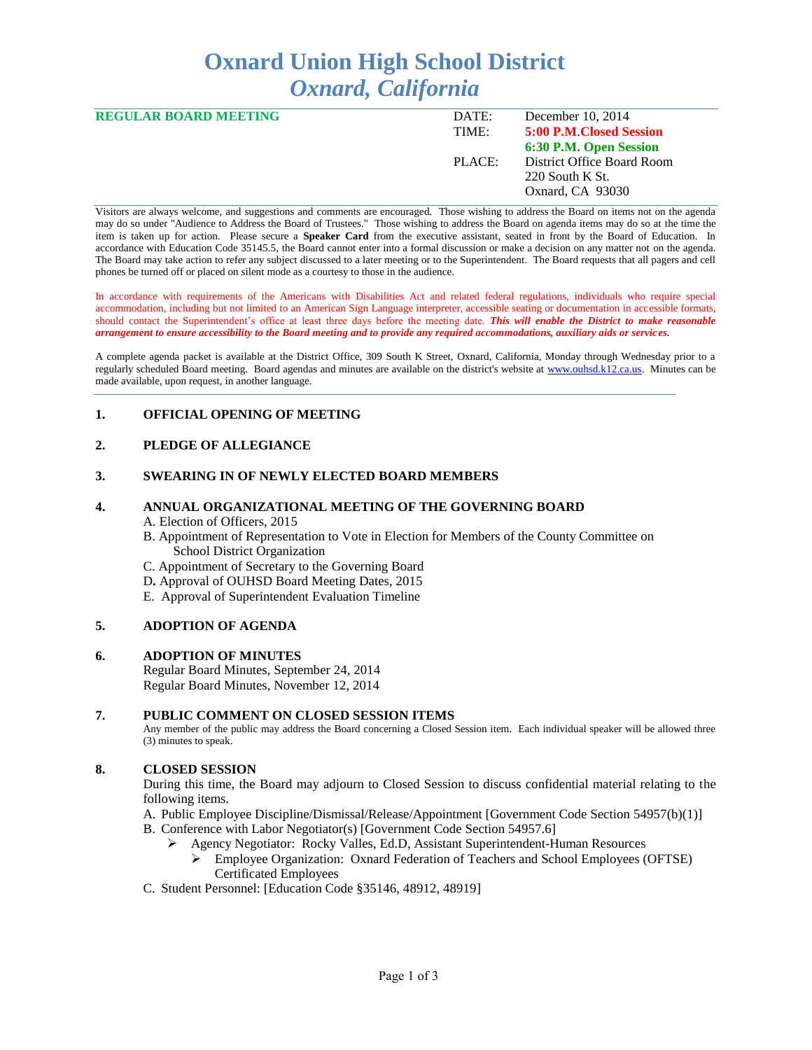# Oxnard Union High School District
## *Oxnard, California*

**REGULAR BOARD MEETING**

| | |
|---|---|
| DATE: | December 10, 2014 |
| TIME: | **5:00 P.M.Closed Session** |
| | **6:30 P.M. Open Session** |
| PLACE: | District Office Board Room<br>220 South K St.<br>Oxnard, CA 93030 |

Visitors are always welcome, and suggestions and comments are encouraged. Those wishing to address the Board on items not on the agenda may do so under "Audience to Address the Board of Trustees." Those wishing to address the Board on agenda items may do so at the time the item is taken up for action. Please secure a **Speaker Card** from the executive assistant, seated in front by the Board of Education. In accordance with Education Code 35145.5, the Board cannot enter into a formal discussion or make a decision on any matter not on the agenda. The Board may take action to refer any subject discussed to a later meeting or to the Superintendent. The Board requests that all pagers and cell phones be turned off or placed on silent mode as a courtesy to those in the audience.

In accordance with requirements of the Americans with Disabilities Act and related federal regulations, individuals who require special accommodation, including but not limited to an American Sign Language interpreter, accessible seating or documentation in accessible formats, should contact the Superintendent's office at least three days before the meeting date. ***This will enable the District to make reasonable arrangement to ensure accessibility to the Board meeting and to provide any required accommodations, auxiliary aids or services.***

A complete agenda packet is available at the District Office, 309 South K Street, Oxnard, California, Monday through Wednesday prior to a regularly scheduled Board meeting. Board agendas and minutes are available on the district's website at www.ouhsd.k12.ca.us. Minutes can be made available, upon request, in another language.

---

**1. OFFICIAL OPENING OF MEETING**

**2. PLEDGE OF ALLEGIANCE**

**3. SWEARING IN OF NEWLY ELECTED BOARD MEMBERS**

**4. ANNUAL ORGANIZATIONAL MEETING OF THE GOVERNING BOARD**

A. Election of Officers, 2015

B. Appointment of Representation to Vote in Election for Members of the County Committee on School District Organization

C. Appointment of Secretary to the Governing Board

D. Approval of OUHSD Board Meeting Dates, 2015

E. Approval of Superintendent Evaluation Timeline

**5. ADOPTION OF AGENDA**

**6. ADOPTION OF MINUTES**

Regular Board Minutes, September 24, 2014

Regular Board Minutes, November 12, 2014

**7. PUBLIC COMMENT ON CLOSED SESSION ITEMS**

Any member of the public may address the Board concerning a Closed Session item. Each individual speaker will be allowed three (3) minutes to speak.

**8. CLOSED SESSION**

During this time, the Board may adjourn to Closed Session to discuss confidential material relating to the following items.

A. Public Employee Discipline/Dismissal/Release/Appointment [Government Code Section 54957(b)(1)]

B. Conference with Labor Negotiator(s) [Government Code Section 54957.6]

- Agency Negotiator: Rocky Valles, Ed.D, Assistant Superintendent-Human Resources
  - Employee Organization: Oxnard Federation of Teachers and School Employees (OFTSE) Certificated Employees

C. Student Personnel: [Education Code §35146, 48912, 48919]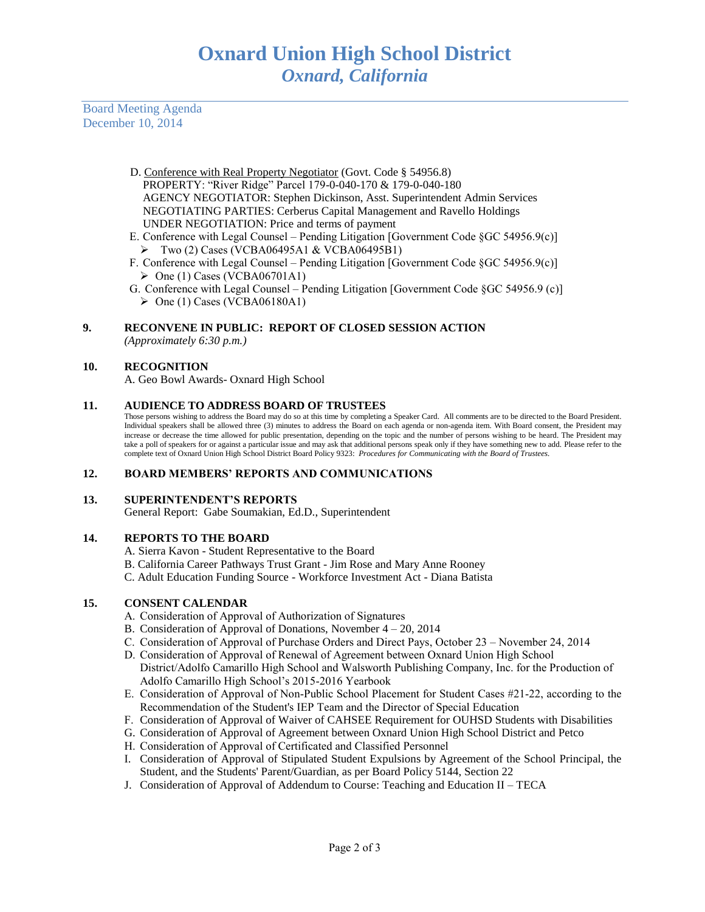D. Conference with Real Property Negotiator (Govt. Code § 54956.8)
PROPERTY: "River Ridge" Parcel 179-0-040-170 & 179-0-040-180
AGENCY NEGOTIATOR: Stephen Dickinson, Asst. Superintendent Admin Services
NEGOTIATING PARTIES: Cerberus Capital Management and Ravello Holdings
UNDER NEGOTIATION: Price and terms of payment

E. Conference with Legal Counsel – Pending Litigation [Government Code §GC 54956.9(c)]
- Two (2) Cases (VCBA06495A1 & VCBA06495B1)

F. Conference with Legal Counsel – Pending Litigation [Government Code §GC 54956.9(c)]
- One (1) Cases (VCBA06701A1)

G. Conference with Legal Counsel – Pending Litigation [Government Code §GC 54956.9 (c)]
- One (1) Cases (VCBA06180A1)

**9. RECONVENE IN PUBLIC: REPORT OF CLOSED SESSION ACTION**
*(Approximately 6:30 p.m.)*

**10. RECOGNITION**
A. Geo Bowl Awards- Oxnard High School

**11. AUDIENCE TO ADDRESS BOARD OF TRUSTEES**
Those persons wishing to address the Board may do so at this time by completing a Speaker Card. All comments are to be directed to the Board President. Individual speakers shall be allowed three (3) minutes to address the Board on each agenda or non-agenda item. With Board consent, the President may increase or decrease the time allowed for public presentation, depending on the topic and the number of persons wishing to be heard. The President may take a poll of speakers for or against a particular issue and may ask that additional persons speak only if they have something new to add. Please refer to the complete text of Oxnard Union High School District Board Policy 9323: *Procedures for Communicating with the Board of Trustees.*

**12. BOARD MEMBERS' REPORTS AND COMMUNICATIONS**

**13. SUPERINTENDENT'S REPORTS**
General Report: Gabe Soumakian, Ed.D., Superintendent

**14. REPORTS TO THE BOARD**
A. Sierra Kavon - Student Representative to the Board
B. California Career Pathways Trust Grant - Jim Rose and Mary Anne Rooney
C. Adult Education Funding Source - Workforce Investment Act - Diana Batista

**15. CONSENT CALENDAR**
A. Consideration of Approval of Authorization of Signatures
B. Consideration of Approval of Donations, November 4 – 20, 2014
C. Consideration of Approval of Purchase Orders and Direct Pays, October 23 – November 24, 2014
D. Consideration of Approval of Renewal of Agreement between Oxnard Union High School District/Adolfo Camarillo High School and Walsworth Publishing Company, Inc. for the Production of Adolfo Camarillo High School's 2015-2016 Yearbook
E. Consideration of Approval of Non-Public School Placement for Student Cases #21-22, according to the Recommendation of the Student's IEP Team and the Director of Special Education
F. Consideration of Approval of Waiver of CAHSEE Requirement for OUHSD Students with Disabilities
G. Consideration of Approval of Agreement between Oxnard Union High School District and Petco
H. Consideration of Approval of Certificated and Classified Personnel
I. Consideration of Approval of Stipulated Student Expulsions by Agreement of the School Principal, the Student, and the Students' Parent/Guardian, as per Board Policy 5144, Section 22
J. Consideration of Approval of Addendum to Course: Teaching and Education II – TECA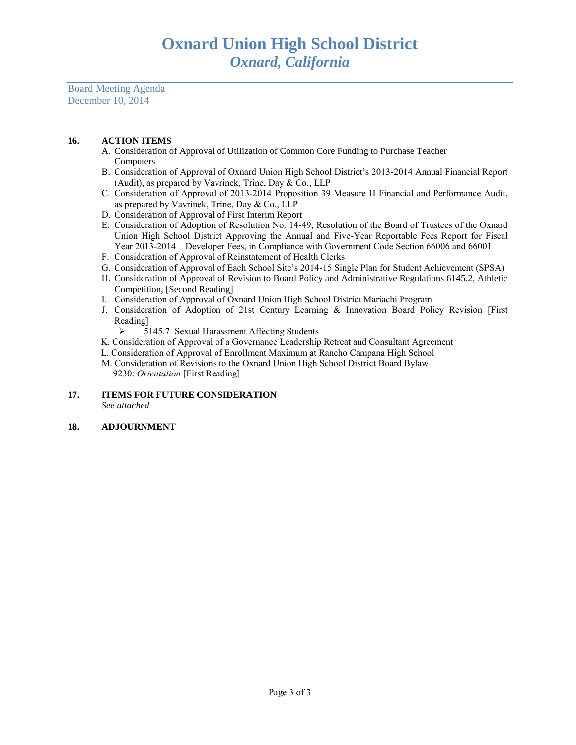# Oxnard Union High School District
## *Oxnard, California*

Board Meeting Agenda
December 10, 2014

**16. ACTION ITEMS**

A. Consideration of Approval of Utilization of Common Core Funding to Purchase Teacher Computers
B. Consideration of Approval of Oxnard Union High School District's 2013-2014 Annual Financial Report (Audit), as prepared by Vavrinek, Trine, Day & Co., LLP
C. Consideration of Approval of 2013-2014 Proposition 39 Measure H Financial and Performance Audit, as prepared by Vavrinek, Trine, Day & Co., LLP
D. Consideration of Approval of First Interim Report
E. Consideration of Adoption of Resolution No. 14-49, Resolution of the Board of Trustees of the Oxnard Union High School District Approving the Annual and Five-Year Reportable Fees Report for Fiscal Year 2013-2014 – Developer Fees, in Compliance with Government Code Section 66006 and 66001
F. Consideration of Approval of Reinstatement of Health Clerks
G. Consideration of Approval of Each School Site's 2014-15 Single Plan for Student Achievement (SPSA)
H. Consideration of Approval of Revision to Board Policy and Administrative Regulations 6145.2, Athletic Competition, [Second Reading]
I. Consideration of Approval of Oxnard Union High School District Mariachi Program
J. Consideration of Adoption of 21st Century Learning & Innovation Board Policy Revision [First Reading]
   - 5145.7 Sexual Harassment Affecting Students

K. Consideration of Approval of a Governance Leadership Retreat and Consultant Agreement
L. Consideration of Approval of Enrollment Maximum at Rancho Campana High School
M. Consideration of Revisions to the Oxnard Union High School District Board Bylaw 9230: *Orientation* [First Reading]

**17. ITEMS FOR FUTURE CONSIDERATION**

*See attached*

**18. ADJOURNMENT**